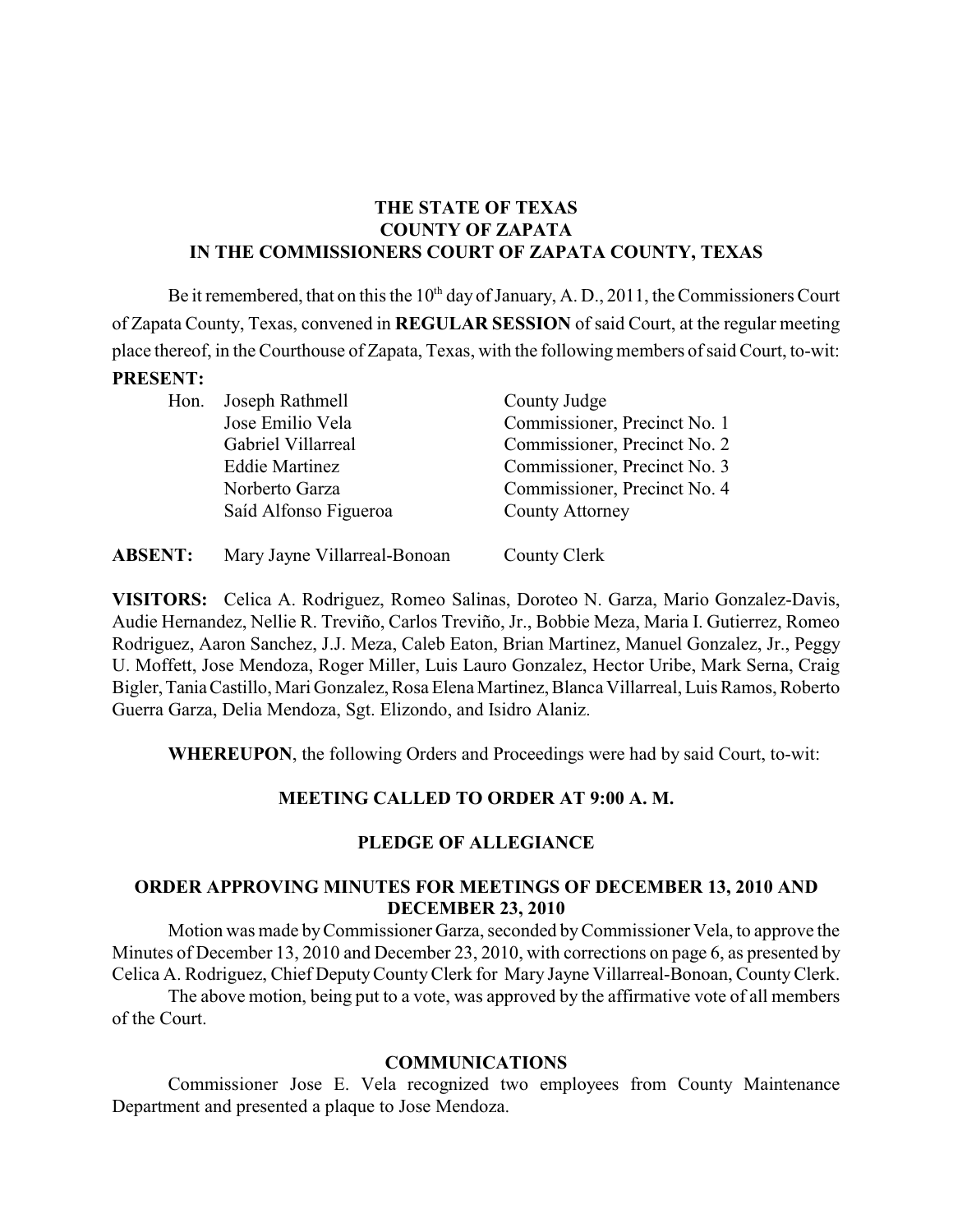**THE STATE OF TEXAS**
**COUNTY OF ZAPATA**
**IN THE COMMISSIONERS COURT OF ZAPATA COUNTY, TEXAS**

Be it remembered, that on this the 10th day of January, A. D., 2011, the Commissioners Court of Zapata County, Texas, convened in **REGULAR SESSION** of said Court, at the regular meeting place thereof, in the Courthouse of Zapata, Texas, with the following members of said Court, to-wit:

**PRESENT:**

| | | |
|---|---|---|
| Hon. | Joseph Rathmell | County Judge |
| | Jose Emilio Vela | Commissioner, Precinct No. 1 |
| | Gabriel Villarreal | Commissioner, Precinct No. 2 |
| | Eddie Martinez | Commissioner, Precinct No. 3 |
| | Norberto Garza | Commissioner, Precinct No. 4 |
| | Saíd Alfonso Figueroa | County Attorney |

**ABSENT:** Mary Jayne Villarreal-Bonoan — County Clerk

**VISITORS:** Celica A. Rodriguez, Romeo Salinas, Doroteo N. Garza, Mario Gonzalez-Davis, Audie Hernandez, Nellie R. Treviño, Carlos Treviño, Jr., Bobbie Meza, Maria I. Gutierrez, Romeo Rodriguez, Aaron Sanchez, J.J. Meza, Caleb Eaton, Brian Martinez, Manuel Gonzalez, Jr., Peggy U. Moffett, Jose Mendoza, Roger Miller, Luis Lauro Gonzalez, Hector Uribe, Mark Serna, Craig Bigler, Tania Castillo, Mari Gonzalez, Rosa Elena Martinez, Blanca Villarreal, Luis Ramos, Roberto Guerra Garza, Delia Mendoza, Sgt. Elizondo, and Isidro Alaniz.

**WHEREUPON**, the following Orders and Proceedings were had by said Court, to-wit:

**MEETING CALLED TO ORDER AT 9:00 A. M.**

**PLEDGE OF ALLEGIANCE**

**ORDER APPROVING MINUTES FOR MEETINGS OF DECEMBER 13, 2010 AND DECEMBER 23, 2010**

Motion was made by Commissioner Garza, seconded by Commissioner Vela, to approve the Minutes of December 13, 2010 and December 23, 2010, with corrections on page 6, as presented by Celica A. Rodriguez, Chief Deputy County Clerk for Mary Jayne Villarreal-Bonoan, County Clerk.

The above motion, being put to a vote, was approved by the affirmative vote of all members of the Court.

**COMMUNICATIONS**

Commissioner Jose E. Vela recognized two employees from County Maintenance Department and presented a plaque to Jose Mendoza.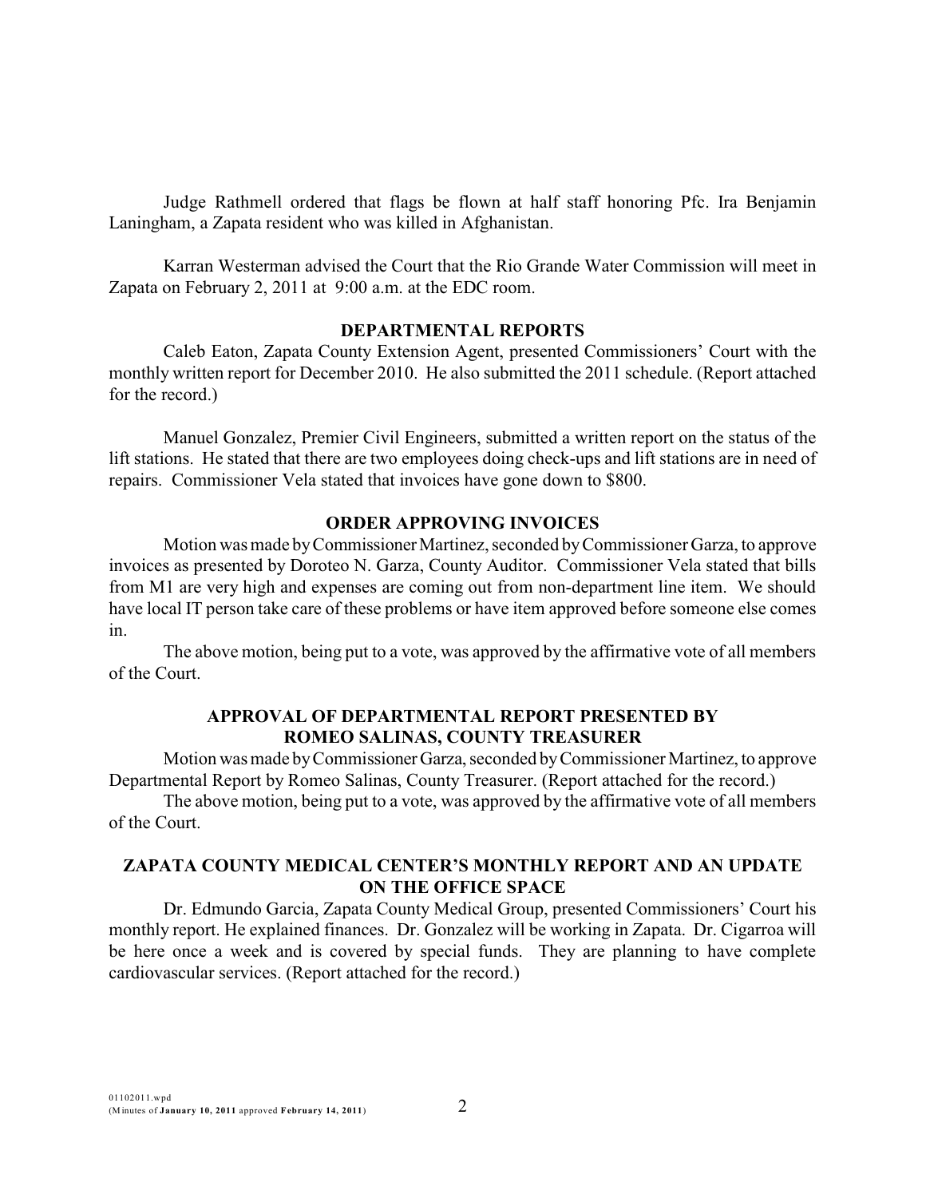Judge Rathmell ordered that flags be flown at half staff honoring Pfc. Ira Benjamin Laningham, a Zapata resident who was killed in Afghanistan.

Karran Westerman advised the Court that the Rio Grande Water Commission will meet in Zapata on February 2, 2011 at 9:00 a.m. at the EDC room.

## DEPARTMENTAL REPORTS

Caleb Eaton, Zapata County Extension Agent, presented Commissioners' Court with the monthly written report for December 2010. He also submitted the 2011 schedule. (Report attached for the record.)

Manuel Gonzalez, Premier Civil Engineers, submitted a written report on the status of the lift stations. He stated that there are two employees doing check-ups and lift stations are in need of repairs. Commissioner Vela stated that invoices have gone down to $800.

## ORDER APPROVING INVOICES

Motion was made by Commissioner Martinez, seconded by Commissioner Garza, to approve invoices as presented by Doroteo N. Garza, County Auditor. Commissioner Vela stated that bills from M1 are very high and expenses are coming out from non-department line item. We should have local IT person take care of these problems or have item approved before someone else comes in.

The above motion, being put to a vote, was approved by the affirmative vote of all members of the Court.

## APPROVAL OF DEPARTMENTAL REPORT PRESENTED BY ROMEO SALINAS, COUNTY TREASURER

Motion was made by Commissioner Garza, seconded by Commissioner Martinez, to approve Departmental Report by Romeo Salinas, County Treasurer. (Report attached for the record.)

The above motion, being put to a vote, was approved by the affirmative vote of all members of the Court.

## ZAPATA COUNTY MEDICAL CENTER'S MONTHLY REPORT AND AN UPDATE ON THE OFFICE SPACE

Dr. Edmundo Garcia, Zapata County Medical Group, presented Commissioners' Court his monthly report. He explained finances. Dr. Gonzalez will be working in Zapata. Dr. Cigarroa will be here once a week and is covered by special funds. They are planning to have complete cardiovascular services. (Report attached for the record.)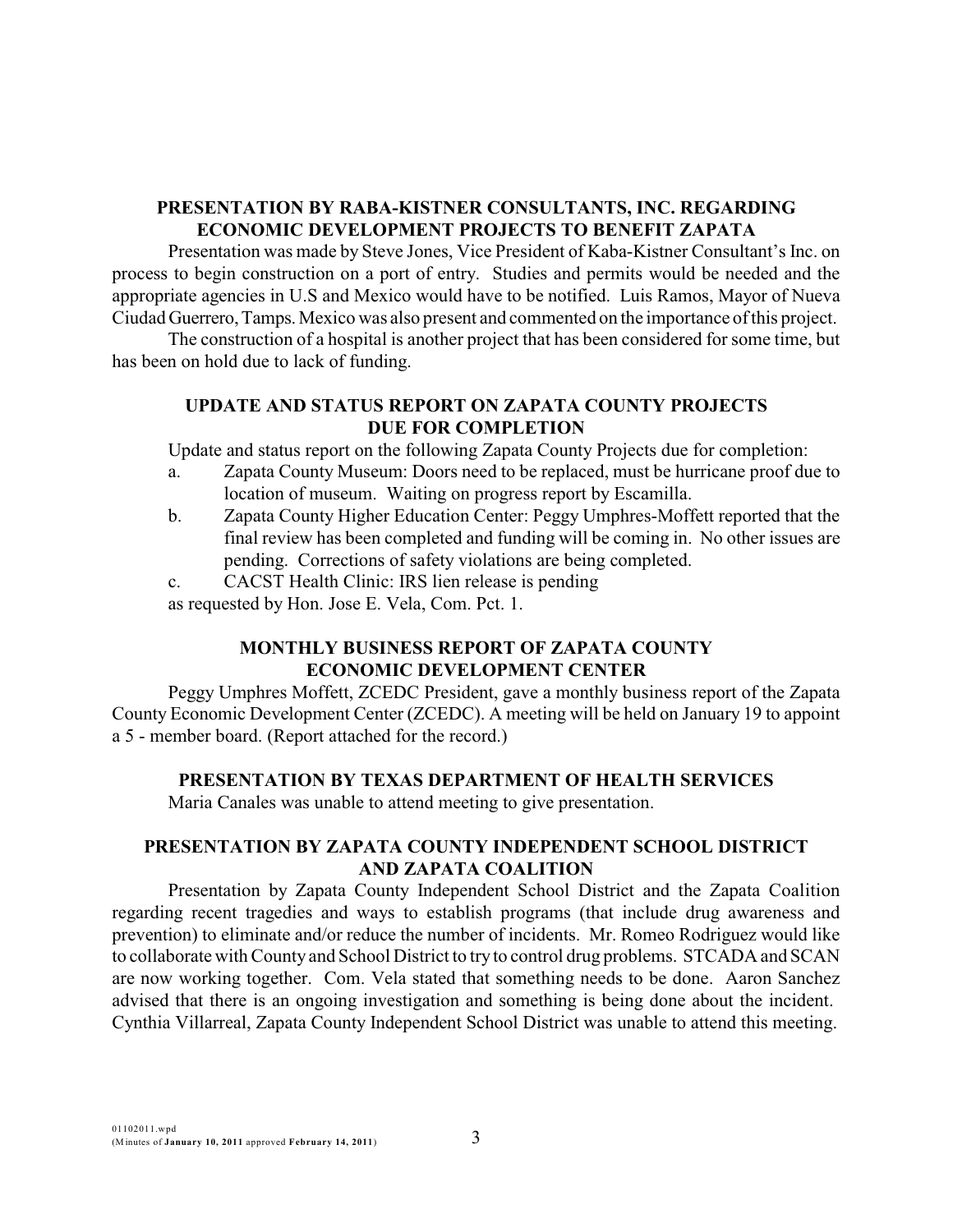## PRESENTATION BY RABA-KISTNER CONSULTANTS, INC. REGARDING ECONOMIC DEVELOPMENT PROJECTS TO BENEFIT ZAPATA

Presentation was made by Steve Jones, Vice President of Kaba-Kistner Consultant's Inc. on process to begin construction on a port of entry. Studies and permits would be needed and the appropriate agencies in U.S and Mexico would have to be notified. Luis Ramos, Mayor of Nueva Ciudad Guerrero, Tamps. Mexico was also present and commented on the importance of this project.

The construction of a hospital is another project that has been considered for some time, but has been on hold due to lack of funding.

## UPDATE AND STATUS REPORT ON ZAPATA COUNTY PROJECTS DUE FOR COMPLETION

Update and status report on the following Zapata County Projects due for completion:

a. Zapata County Museum: Doors need to be replaced, must be hurricane proof due to location of museum. Waiting on progress report by Escamilla.

b. Zapata County Higher Education Center: Peggy Umphres-Moffett reported that the final review has been completed and funding will be coming in. No other issues are pending. Corrections of safety violations are being completed.

c. CACST Health Clinic: IRS lien release is pending

as requested by Hon. Jose E. Vela, Com. Pct. 1.

## MONTHLY BUSINESS REPORT OF ZAPATA COUNTY ECONOMIC DEVELOPMENT CENTER

Peggy Umphres Moffett, ZCEDC President, gave a monthly business report of the Zapata County Economic Development Center (ZCEDC). A meeting will be held on January 19 to appoint a 5 - member board. (Report attached for the record.)

## PRESENTATION BY TEXAS DEPARTMENT OF HEALTH SERVICES

Maria Canales was unable to attend meeting to give presentation.

## PRESENTATION BY ZAPATA COUNTY INDEPENDENT SCHOOL DISTRICT AND ZAPATA COALITION

Presentation by Zapata County Independent School District and the Zapata Coalition regarding recent tragedies and ways to establish programs (that include drug awareness and prevention) to eliminate and/or reduce the number of incidents. Mr. Romeo Rodriguez would like to collaborate with County and School District to try to control drug problems. STCADA and SCAN are now working together. Com. Vela stated that something needs to be done. Aaron Sanchez advised that there is an ongoing investigation and something is being done about the incident. Cynthia Villarreal, Zapata County Independent School District was unable to attend this meeting.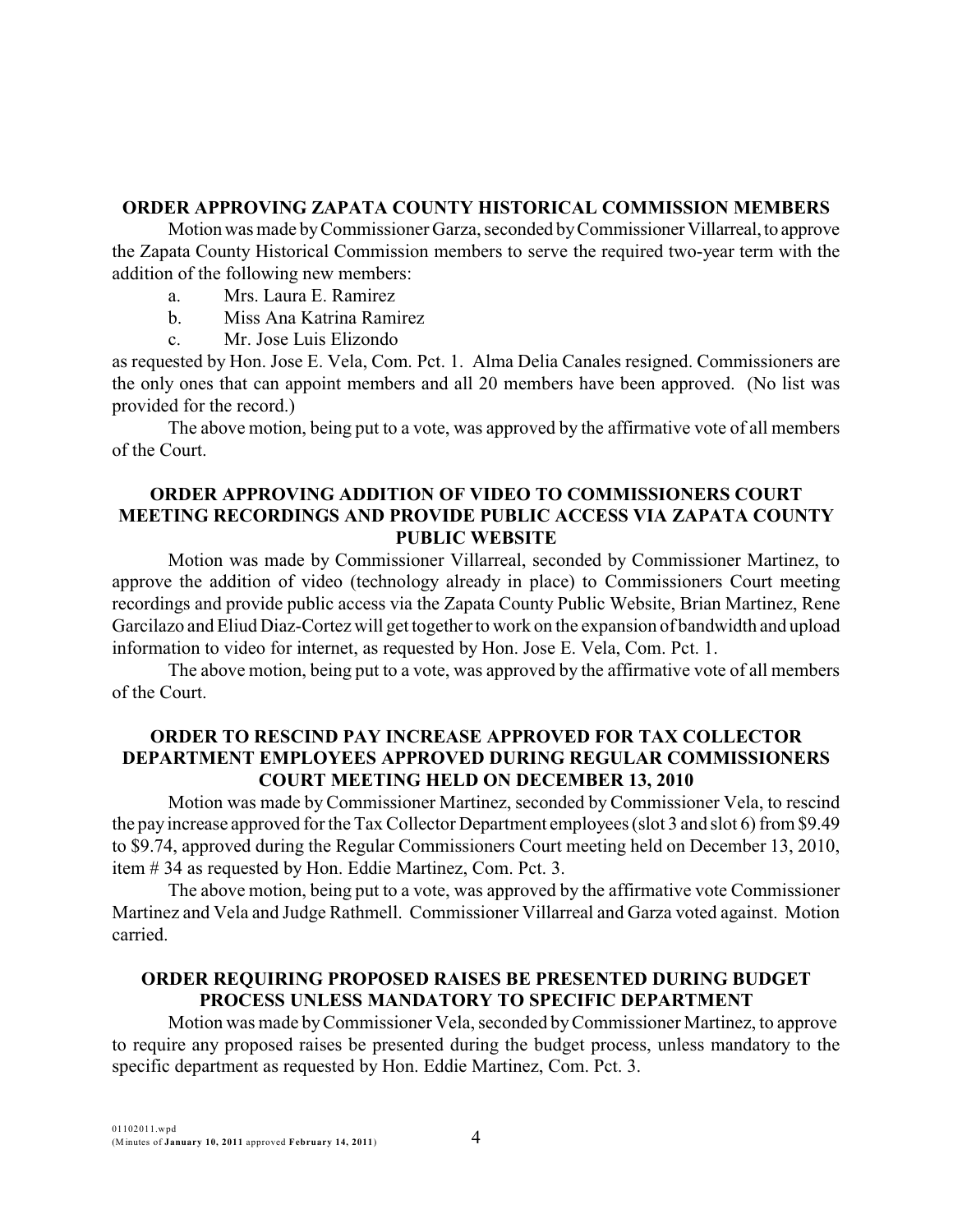## ORDER APPROVING ZAPATA COUNTY HISTORICAL COMMISSION MEMBERS

Motion was made by Commissioner Garza, seconded by Commissioner Villarreal, to approve the Zapata County Historical Commission members to serve the required two-year term with the addition of the following new members:

a. Mrs. Laura E. Ramirez
b. Miss Ana Katrina Ramirez
c. Mr. Jose Luis Elizondo

as requested by Hon. Jose E. Vela, Com. Pct. 1. Alma Delia Canales resigned. Commissioners are the only ones that can appoint members and all 20 members have been approved. (No list was provided for the record.)

The above motion, being put to a vote, was approved by the affirmative vote of all members of the Court.

## ORDER APPROVING ADDITION OF VIDEO TO COMMISSIONERS COURT MEETING RECORDINGS AND PROVIDE PUBLIC ACCESS VIA ZAPATA COUNTY PUBLIC WEBSITE

Motion was made by Commissioner Villarreal, seconded by Commissioner Martinez, to approve the addition of video (technology already in place) to Commissioners Court meeting recordings and provide public access via the Zapata County Public Website, Brian Martinez, Rene Garcilazo and Eliud Diaz-Cortez will get together to work on the expansion of bandwidth and upload information to video for internet, as requested by Hon. Jose E. Vela, Com. Pct. 1.

The above motion, being put to a vote, was approved by the affirmative vote of all members of the Court.

## ORDER TO RESCIND PAY INCREASE APPROVED FOR TAX COLLECTOR DEPARTMENT EMPLOYEES APPROVED DURING REGULAR COMMISSIONERS COURT MEETING HELD ON DECEMBER 13, 2010

Motion was made by Commissioner Martinez, seconded by Commissioner Vela, to rescind the pay increase approved for the Tax Collector Department employees (slot 3 and slot 6) from $9.49 to $9.74, approved during the Regular Commissioners Court meeting held on December 13, 2010, item # 34 as requested by Hon. Eddie Martinez, Com. Pct. 3.

The above motion, being put to a vote, was approved by the affirmative vote Commissioner Martinez and Vela and Judge Rathmell. Commissioner Villarreal and Garza voted against. Motion carried.

## ORDER REQUIRING PROPOSED RAISES BE PRESENTED DURING BUDGET PROCESS UNLESS MANDATORY TO SPECIFIC DEPARTMENT

Motion was made by Commissioner Vela, seconded by Commissioner Martinez, to approve to require any proposed raises be presented during the budget process, unless mandatory to the specific department as requested by Hon. Eddie Martinez, Com. Pct. 3.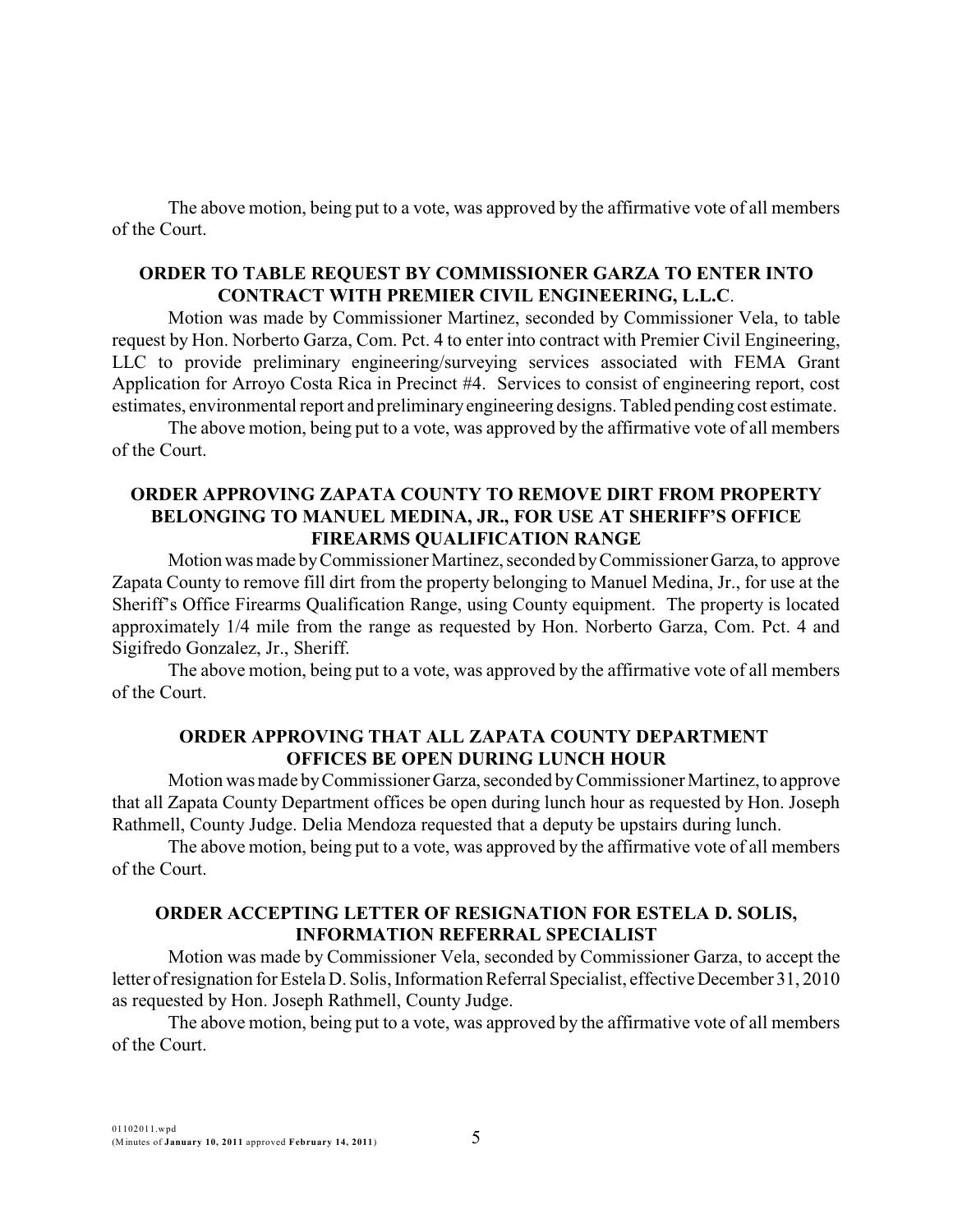The above motion, being put to a vote, was approved by the affirmative vote of all members of the Court.

**ORDER TO TABLE REQUEST BY COMMISSIONER GARZA TO ENTER INTO CONTRACT WITH PREMIER CIVIL ENGINEERING, L.L.C.**

Motion was made by Commissioner Martinez, seconded by Commissioner Vela, to table request by Hon. Norberto Garza, Com. Pct. 4 to enter into contract with Premier Civil Engineering, LLC to provide preliminary engineering/surveying services associated with FEMA Grant Application for Arroyo Costa Rica in Precinct #4. Services to consist of engineering report, cost estimates, environmental report and preliminary engineering designs. Tabled pending cost estimate.

The above motion, being put to a vote, was approved by the affirmative vote of all members of the Court.

**ORDER APPROVING ZAPATA COUNTY TO REMOVE DIRT FROM PROPERTY BELONGING TO MANUEL MEDINA, JR., FOR USE AT SHERIFF'S OFFICE FIREARMS QUALIFICATION RANGE**

Motion was made by Commissioner Martinez, seconded by Commissioner Garza, to approve Zapata County to remove fill dirt from the property belonging to Manuel Medina, Jr., for use at the Sheriff's Office Firearms Qualification Range, using County equipment. The property is located approximately 1/4 mile from the range as requested by Hon. Norberto Garza, Com. Pct. 4 and Sigifredo Gonzalez, Jr., Sheriff.

The above motion, being put to a vote, was approved by the affirmative vote of all members of the Court.

**ORDER APPROVING THAT ALL ZAPATA COUNTY DEPARTMENT OFFICES BE OPEN DURING LUNCH HOUR**

Motion was made by Commissioner Garza, seconded by Commissioner Martinez, to approve that all Zapata County Department offices be open during lunch hour as requested by Hon. Joseph Rathmell, County Judge. Delia Mendoza requested that a deputy be upstairs during lunch.

The above motion, being put to a vote, was approved by the affirmative vote of all members of the Court.

**ORDER ACCEPTING LETTER OF RESIGNATION FOR ESTELA D. SOLIS, INFORMATION REFERRAL SPECIALIST**

Motion was made by Commissioner Vela, seconded by Commissioner Garza, to accept the letter of resignation for Estela D. Solis, Information Referral Specialist, effective December 31, 2010 as requested by Hon. Joseph Rathmell, County Judge.

The above motion, being put to a vote, was approved by the affirmative vote of all members of the Court.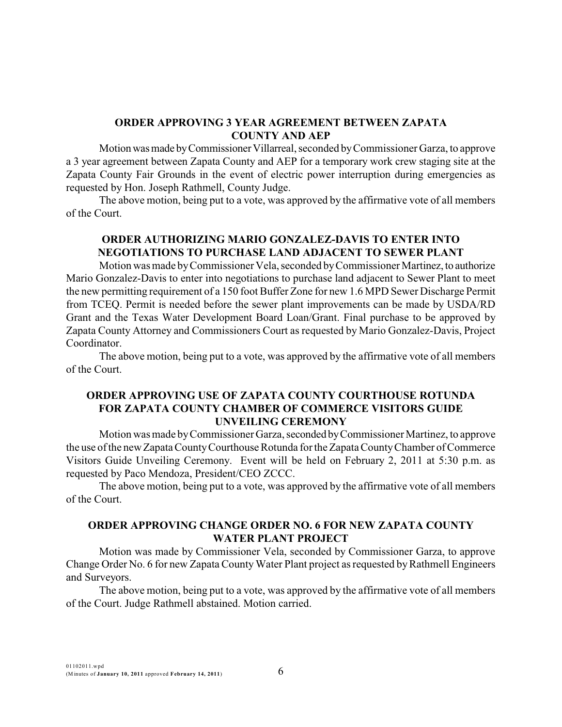## ORDER APPROVING 3 YEAR AGREEMENT BETWEEN ZAPATA COUNTY AND AEP

Motion was made by Commissioner Villarreal, seconded by Commissioner Garza, to approve a 3 year agreement between Zapata County and AEP for a temporary work crew staging site at the Zapata County Fair Grounds in the event of electric power interruption during emergencies as requested by Hon. Joseph Rathmell, County Judge.

The above motion, being put to a vote, was approved by the affirmative vote of all members of the Court.

## ORDER AUTHORIZING MARIO GONZALEZ-DAVIS TO ENTER INTO NEGOTIATIONS TO PURCHASE LAND ADJACENT TO SEWER PLANT

Motion was made by Commissioner Vela, seconded by Commissioner Martinez, to authorize Mario Gonzalez-Davis to enter into negotiations to purchase land adjacent to Sewer Plant to meet the new permitting requirement of a 150 foot Buffer Zone for new 1.6 MPD Sewer Discharge Permit from TCEQ. Permit is needed before the sewer plant improvements can be made by USDA/RD Grant and the Texas Water Development Board Loan/Grant. Final purchase to be approved by Zapata County Attorney and Commissioners Court as requested by Mario Gonzalez-Davis, Project Coordinator.

The above motion, being put to a vote, was approved by the affirmative vote of all members of the Court.

## ORDER APPROVING USE OF ZAPATA COUNTY COURTHOUSE ROTUNDA FOR ZAPATA COUNTY CHAMBER OF COMMERCE VISITORS GUIDE UNVEILING CEREMONY

Motion was made by Commissioner Garza, seconded by Commissioner Martinez, to approve the use of the new Zapata County Courthouse Rotunda for the Zapata County Chamber of Commerce Visitors Guide Unveiling Ceremony. Event will be held on February 2, 2011 at 5:30 p.m. as requested by Paco Mendoza, President/CEO ZCCC.

The above motion, being put to a vote, was approved by the affirmative vote of all members of the Court.

## ORDER APPROVING CHANGE ORDER NO. 6 FOR NEW ZAPATA COUNTY WATER PLANT PROJECT

Motion was made by Commissioner Vela, seconded by Commissioner Garza, to approve Change Order No. 6 for new Zapata County Water Plant project as requested by Rathmell Engineers and Surveyors.

The above motion, being put to a vote, was approved by the affirmative vote of all members of the Court. Judge Rathmell abstained. Motion carried.

01102011.wpd
(Minutes of **January 10, 2011** approved **February 14, 2011**)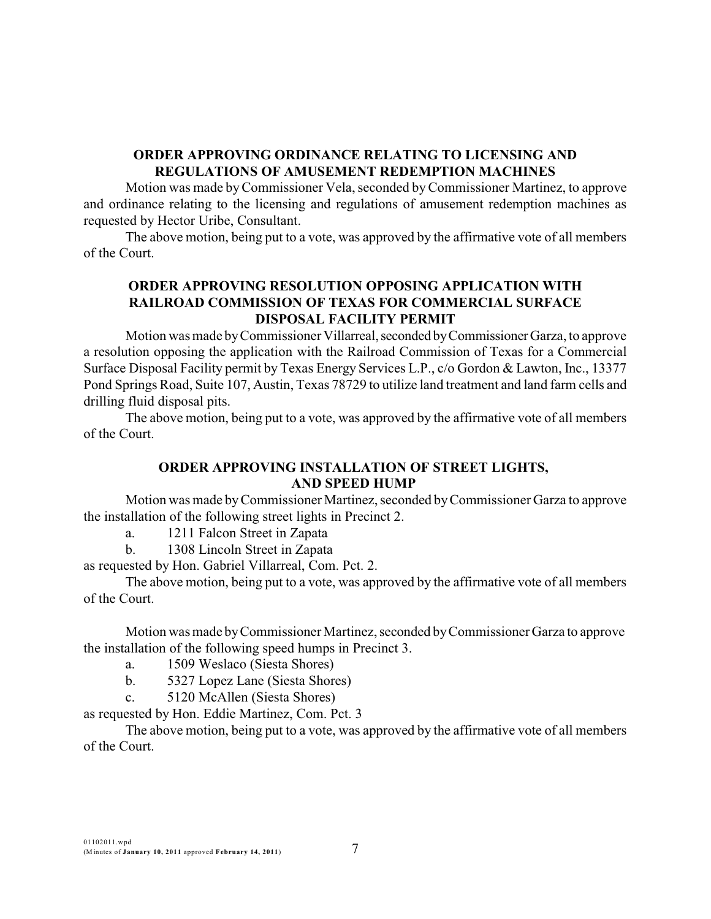**ORDER APPROVING ORDINANCE RELATING TO LICENSING AND REGULATIONS OF AMUSEMENT REDEMPTION MACHINES**

Motion was made by Commissioner Vela, seconded by Commissioner Martinez, to approve and ordinance relating to the licensing and regulations of amusement redemption machines as requested by Hector Uribe, Consultant.

The above motion, being put to a vote, was approved by the affirmative vote of all members of the Court.

**ORDER APPROVING RESOLUTION OPPOSING APPLICATION WITH RAILROAD COMMISSION OF TEXAS FOR COMMERCIAL SURFACE DISPOSAL FACILITY PERMIT**

Motion was made by Commissioner Villarreal, seconded by Commissioner Garza, to approve a resolution opposing the application with the Railroad Commission of Texas for a Commercial Surface Disposal Facility permit by Texas Energy Services L.P., c/o Gordon & Lawton, Inc., 13377 Pond Springs Road, Suite 107, Austin, Texas 78729 to utilize land treatment and land farm cells and drilling fluid disposal pits.

The above motion, being put to a vote, was approved by the affirmative vote of all members of the Court.

**ORDER APPROVING INSTALLATION OF STREET LIGHTS, AND SPEED HUMP**

Motion was made by Commissioner Martinez, seconded by Commissioner Garza to approve the installation of the following street lights in Precinct 2.

a. 1211 Falcon Street in Zapata

b. 1308 Lincoln Street in Zapata

as requested by Hon. Gabriel Villarreal, Com. Pct. 2.

The above motion, being put to a vote, was approved by the affirmative vote of all members of the Court.

Motion was made by Commissioner Martinez, seconded by Commissioner Garza to approve the installation of the following speed humps in Precinct 3.

a. 1509 Weslaco (Siesta Shores)

b. 5327 Lopez Lane (Siesta Shores)

c. 5120 McAllen (Siesta Shores)

as requested by Hon. Eddie Martinez, Com. Pct. 3

The above motion, being put to a vote, was approved by the affirmative vote of all members of the Court.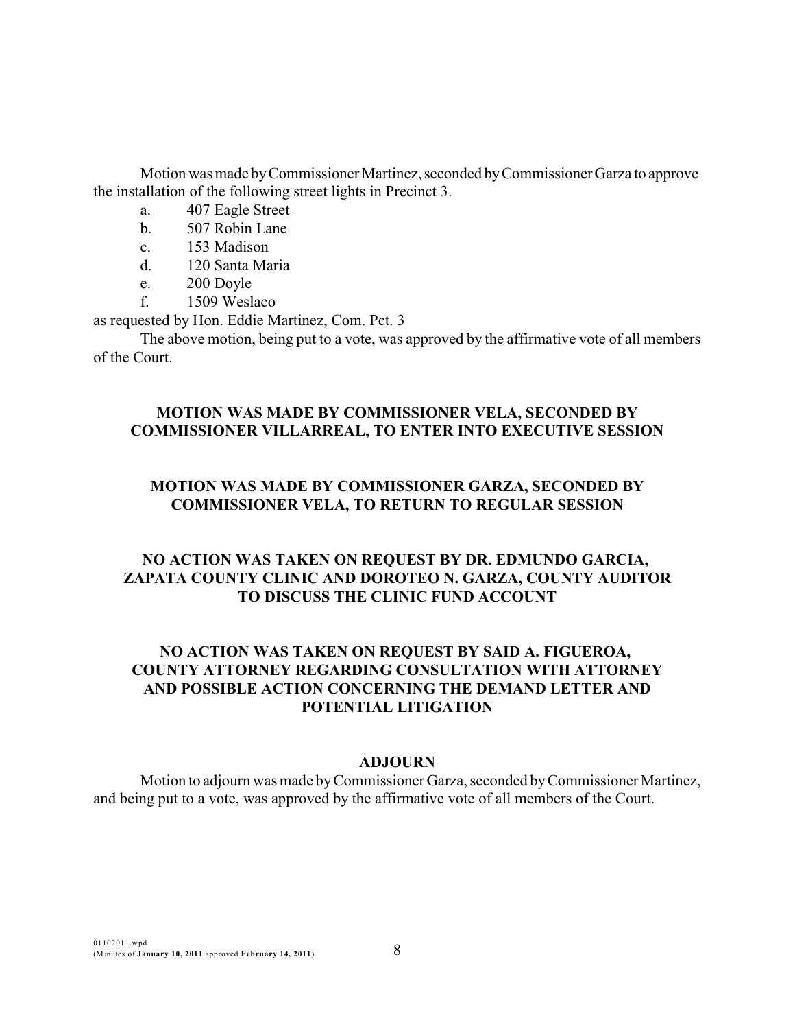Motion was made by Commissioner Martinez, seconded by Commissioner Garza to approve the installation of the following street lights in Precinct 3.

a. 407 Eagle Street
b. 507 Robin Lane
c. 153 Madison
d. 120 Santa Maria
e. 200 Doyle
f. 1509 Weslaco

as requested by Hon. Eddie Martinez, Com. Pct. 3

The above motion, being put to a vote, was approved by the affirmative vote of all members of the Court.

**MOTION WAS MADE BY COMMISSIONER VELA, SECONDED BY COMMISSIONER VILLARREAL, TO ENTER INTO EXECUTIVE SESSION**

**MOTION WAS MADE BY COMMISSIONER GARZA, SECONDED BY COMMISSIONER VELA, TO RETURN TO REGULAR SESSION**

**NO ACTION WAS TAKEN ON REQUEST BY DR. EDMUNDO GARCIA, ZAPATA COUNTY CLINIC AND DOROTEO N. GARZA, COUNTY AUDITOR TO DISCUSS THE CLINIC FUND ACCOUNT**

**NO ACTION WAS TAKEN ON REQUEST BY SAID A. FIGUEROA, COUNTY ATTORNEY REGARDING CONSULTATION WITH ATTORNEY AND POSSIBLE ACTION CONCERNING THE DEMAND LETTER AND POTENTIAL LITIGATION**

**ADJOURN**

Motion to adjourn was made by Commissioner Garza, seconded by Commissioner Martinez, and being put to a vote, was approved by the affirmative vote of all members of the Court.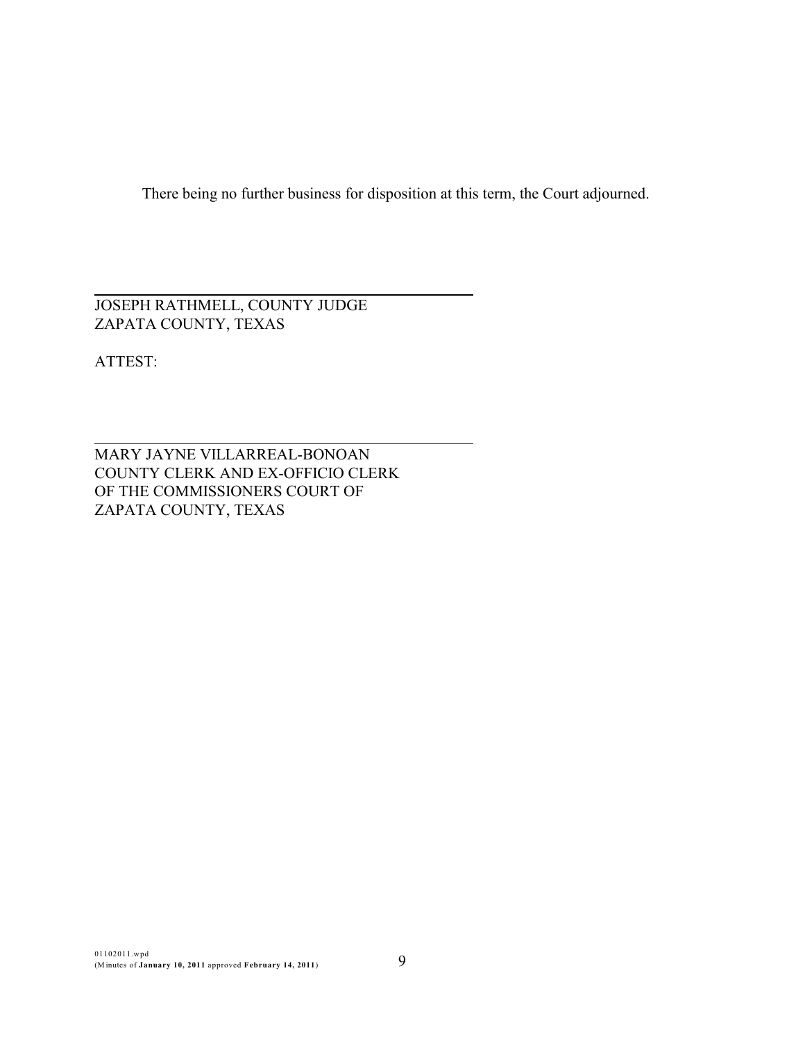There being no further business for disposition at this term, the Court adjourned.

JOSEPH RATHMELL, COUNTY JUDGE
ZAPATA COUNTY, TEXAS

ATTEST:

MARY JAYNE VILLARREAL-BONOAN
COUNTY CLERK AND EX-OFFICIO CLERK
OF THE COMMISSIONERS COURT OF
ZAPATA COUNTY, TEXAS